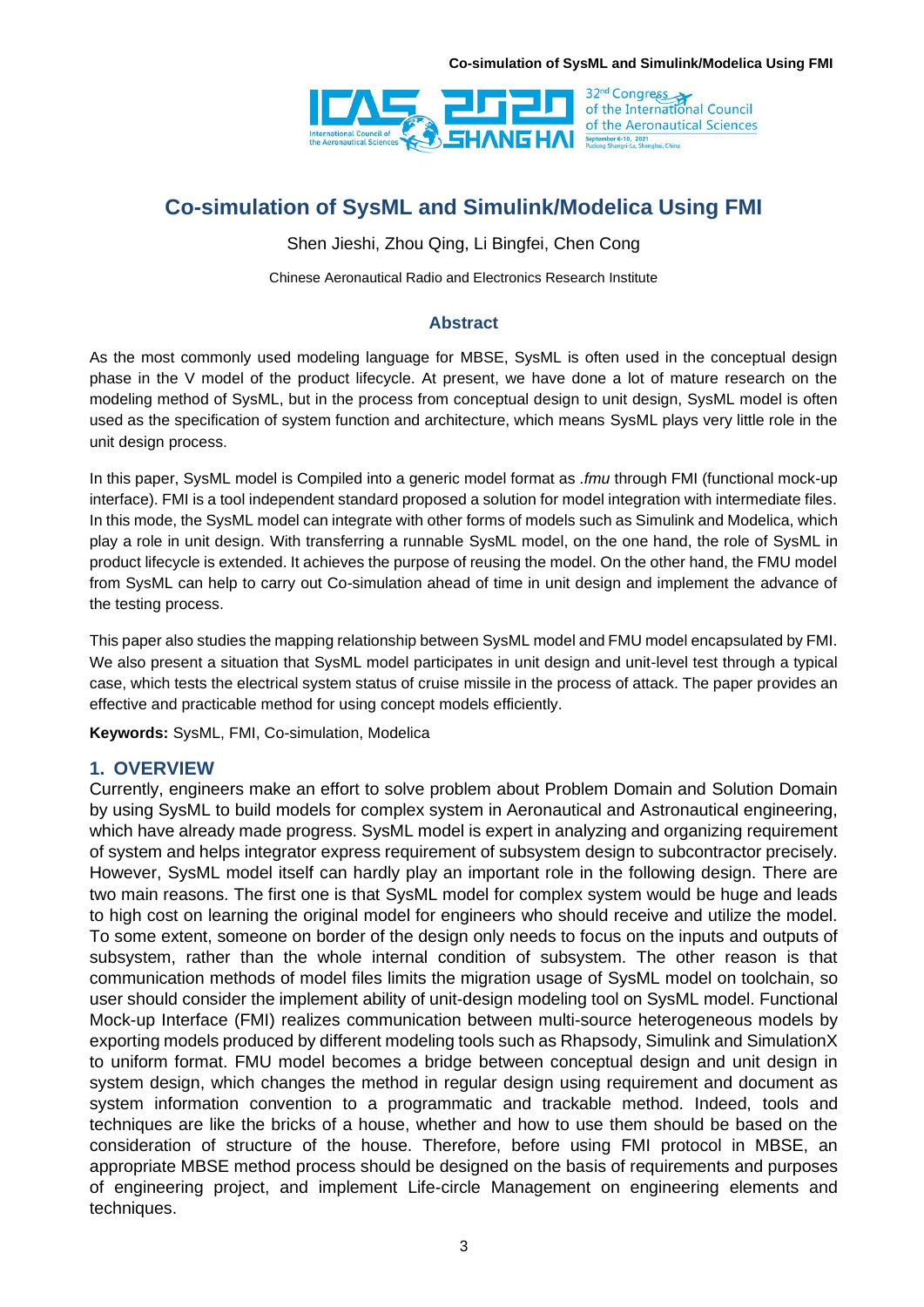# Co-simulation of SysML and Simulink/Modelica Using FMI

Shen Jieshi, Zhou Qing, Li Bingfei, Chen Cong

Chinese Aeronautical Radio and Electronics Research Institute

## Abstract

As the most commonly used modeling language for MBSE, SysML is often used in the conceptual design phase in the V model of the product lifecycle. At present, we have done a lot of mature research on the modeling method of SysML, but in the process from conceptual design to unit design, SysML model is often used as the specification of system function and architecture, which means SysML plays very little role in the unit design process.

In this paper, SysML model is Compiled into a generic model format as *.fmu* through FMI (functional mock-up interface). FMI is a tool independent standard proposed a solution for model integration with intermediate files. In this mode, the SysML model can integrate with other forms of models such as Simulink and Modelica, which play a role in unit design. With transferring a runnable SysML model, on the one hand, the role of SysML in product lifecycle is extended. It achieves the purpose of reusing the model. On the other hand, the FMU model from SysML can help to carry out Co-simulation ahead of time in unit design and implement the advance of the testing process.

This paper also studies the mapping relationship between SysML model and FMU model encapsulated by FMI. We also present a situation that SysML model participates in unit design and unit-level test through a typical case, which tests the electrical system status of cruise missile in the process of attack. The paper provides an effective and practicable method for using concept models efficiently.

**Keywords:** SysML, FMI, Co-simulation, Modelica

## 1. OVERVIEW

Currently, engineers make an effort to solve problem about Problem Domain and Solution Domain by using SysML to build models for complex system in Aeronautical and Astronautical engineering, which have already made progress. SysML model is expert in analyzing and organizing requirement of system and helps integrator express requirement of subsystem design to subcontractor precisely. However, SysML model itself can hardly play an important role in the following design. There are two main reasons. The first one is that SysML model for complex system would be huge and leads to high cost on learning the original model for engineers who should receive and utilize the model. To some extent, someone on border of the design only needs to focus on the inputs and outputs of subsystem, rather than the whole internal condition of subsystem. The other reason is that communication methods of model files limits the migration usage of SysML model on toolchain, so user should consider the implement ability of unit-design modeling tool on SysML model. Functional Mock-up Interface (FMI) realizes communication between multi-source heterogeneous models by exporting models produced by different modeling tools such as Rhapsody, Simulink and SimulationX to uniform format. FMU model becomes a bridge between conceptual design and unit design in system design, which changes the method in regular design using requirement and document as system information convention to a programmatic and trackable method. Indeed, tools and techniques are like the bricks of a house, whether and how to use them should be based on the consideration of structure of the house. Therefore, before using FMI protocol in MBSE, an appropriate MBSE method process should be designed on the basis of requirements and purposes of engineering project, and implement Life-circle Management on engineering elements and techniques.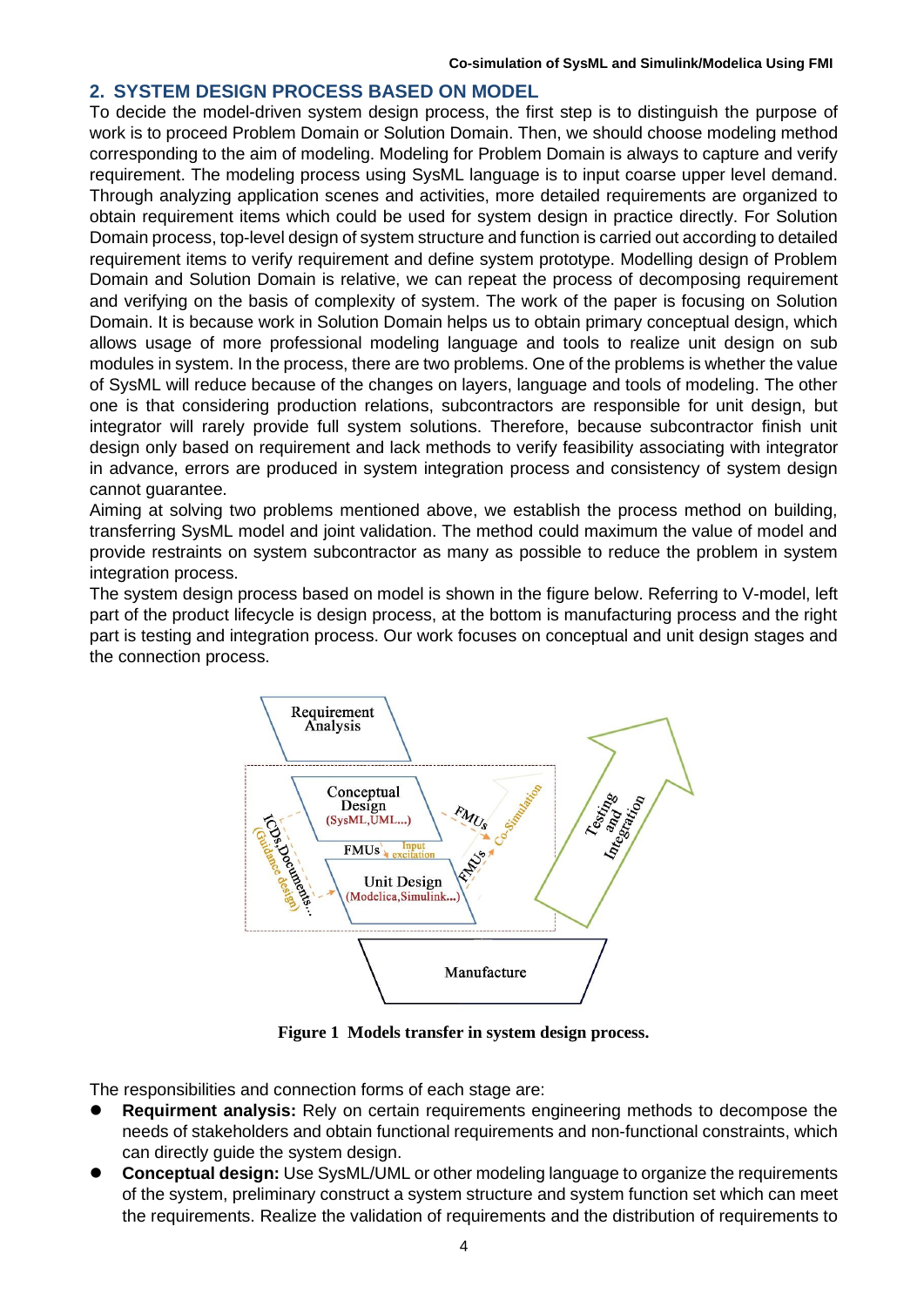## 2. SYSTEM DESIGN PROCESS BASED ON MODEL

To decide the model-driven system design process, the first step is to distinguish the purpose of work is to proceed Problem Domain or Solution Domain. Then, we should choose modeling method corresponding to the aim of modeling. Modeling for Problem Domain is always to capture and verify requirement. The modeling process using SysML language is to input coarse upper level demand. Through analyzing application scenes and activities, more detailed requirements are organized to obtain requirement items which could be used for system design in practice directly. For Solution Domain process, top-level design of system structure and function is carried out according to detailed requirement items to verify requirement and define system prototype. Modelling design of Problem Domain and Solution Domain is relative, we can repeat the process of decomposing requirement and verifying on the basis of complexity of system. The work of the paper is focusing on Solution Domain. It is because work in Solution Domain helps us to obtain primary conceptual design, which allows usage of more professional modeling language and tools to realize unit design on sub modules in system. In the process, there are two problems. One of the problems is whether the value of SysML will reduce because of the changes on layers, language and tools of modeling. The other one is that considering production relations, subcontractors are responsible for unit design, but integrator will rarely provide full system solutions. Therefore, because subcontractor finish unit design only based on requirement and lack methods to verify feasibility associating with integrator in advance, errors are produced in system integration process and consistency of system design cannot guarantee.

Aiming at solving two problems mentioned above, we establish the process method on building, transferring SysML model and joint validation. The method could maximum the value of model and provide restraints on system subcontractor as many as possible to reduce the problem in system integration process.

The system design process based on model is shown in the figure below. Referring to V-model, left part of the product lifecycle is design process, at the bottom is manufacturing process and the right part is testing and integration process. Our work focuses on conceptual and unit design stages and the connection process.

**Figure 1 Models transfer in system design process.**

The responsibilities and connection forms of each stage are:

- **Requirment analysis:** Rely on certain requirements engineering methods to decompose the needs of stakeholders and obtain functional requirements and non-functional constraints, which can directly guide the system design.
- **Conceptual design:** Use SysML/UML or other modeling language to organize the requirements of the system, preliminary construct a system structure and system function set which can meet the requirements. Realize the validation of requirements and the distribution of requirements to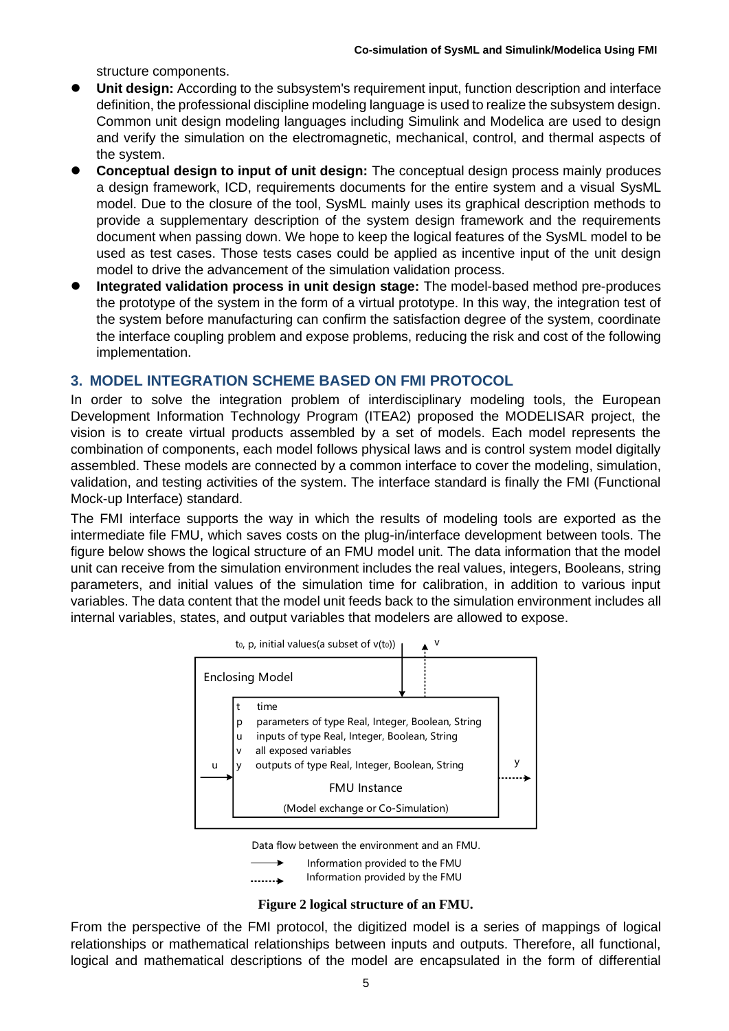structure components.

- **Unit design:** According to the subsystem's requirement input, function description and interface definition, the professional discipline modeling language is used to realize the subsystem design. Common unit design modeling languages including Simulink and Modelica are used to design and verify the simulation on the electromagnetic, mechanical, control, and thermal aspects of the system.
- **Conceptual design to input of unit design:** The conceptual design process mainly produces a design framework, ICD, requirements documents for the entire system and a visual SysML model. Due to the closure of the tool, SysML mainly uses its graphical description methods to provide a supplementary description of the system design framework and the requirements document when passing down. We hope to keep the logical features of the SysML model to be used as test cases. Those tests cases could be applied as incentive input of the unit design model to drive the advancement of the simulation validation process.
- **Integrated validation process in unit design stage:** The model-based method pre-produces the prototype of the system in the form of a virtual prototype. In this way, the integration test of the system before manufacturing can confirm the satisfaction degree of the system, coordinate the interface coupling problem and expose problems, reducing the risk and cost of the following implementation.

## 3. MODEL INTEGRATION SCHEME BASED ON FMI PROTOCOL

In order to solve the integration problem of interdisciplinary modeling tools, the European Development Information Technology Program (ITEA2) proposed the MODELISAR project, the vision is to create virtual products assembled by a set of models. Each model represents the combination of components, each model follows physical laws and is control system model digitally assembled. These models are connected by a common interface to cover the modeling, simulation, validation, and testing activities of the system. The interface standard is finally the FMI (Functional Mock-up Interface) standard.

The FMI interface supports the way in which the results of modeling tools are exported as the intermediate file FMU, which saves costs on the plug-in/interface development between tools. The figure below shows the logical structure of an FMU model unit. The data information that the model unit can receive from the simulation environment includes the real values, integers, Booleans, string parameters, and initial values of the simulation time for calibration, in addition to various input variables. The data content that the model unit feeds back to the simulation environment includes all internal variables, states, and output variables that modelers are allowed to expose.

$t_0$, p, initial values(a subset of $v(t_0)$) — v

Enclosing Model

| | |
|---|---|
| t | time |
| p | parameters of type Real, Integer, Boolean, String |
| u | inputs of type Real, Integer, Boolean, String |
| v | all exposed variables |
| y | outputs of type Real, Integer, Boolean, String |

u → FMU Instance (Model exchange or Co-Simulation) → y

Data flow between the environment and an FMU.

⟶ Information provided to the FMU

⋯⋯▸ Information provided by the FMU

**Figure 2 logical structure of an FMU.**

From the perspective of the FMI protocol, the digitized model is a series of mappings of logical relationships or mathematical relationships between inputs and outputs. Therefore, all functional, logical and mathematical descriptions of the model are encapsulated in the form of differential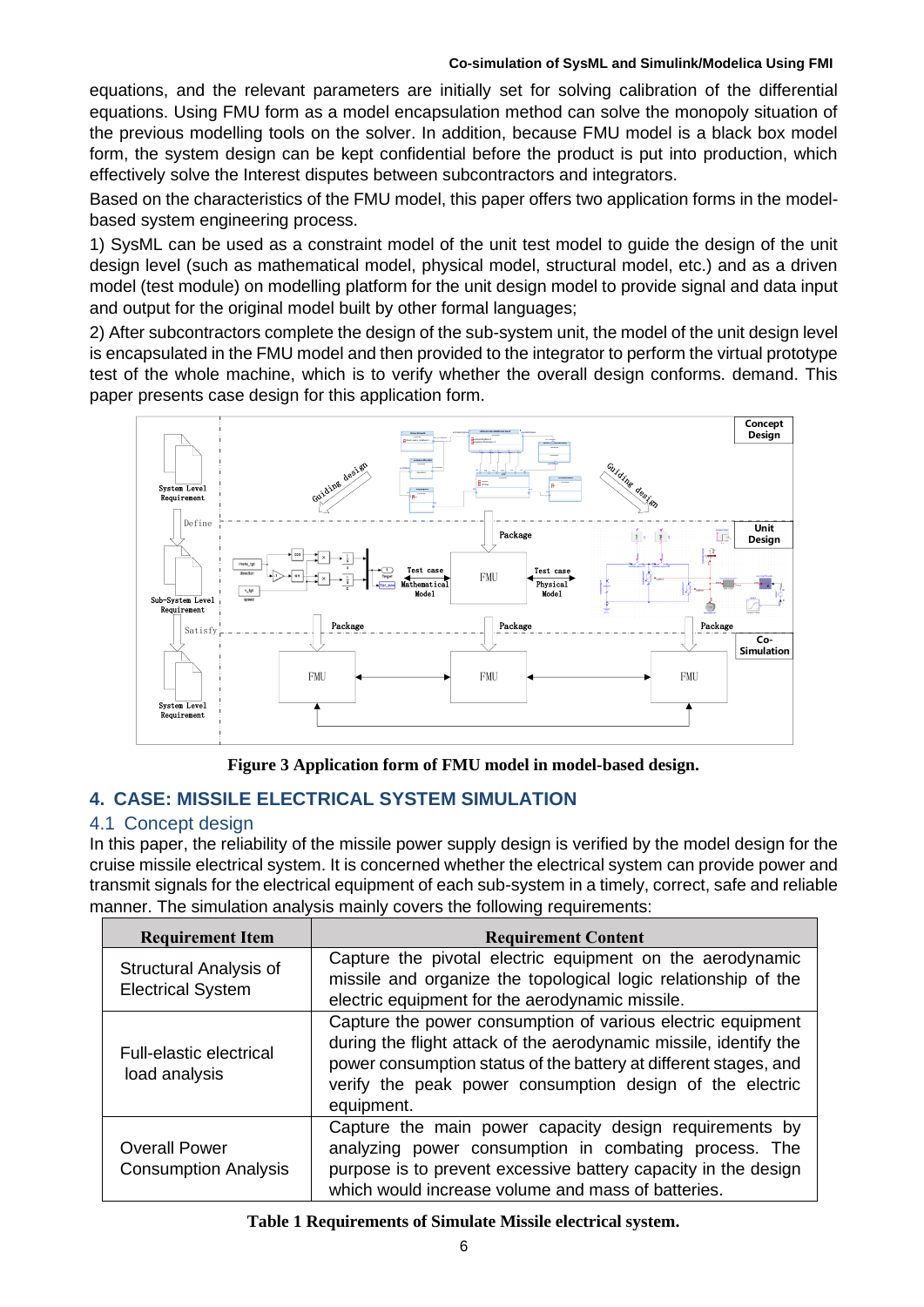equations, and the relevant parameters are initially set for solving calibration of the differential equations. Using FMU form as a model encapsulation method can solve the monopoly situation of the previous modelling tools on the solver. In addition, because FMU model is a black box model form, the system design can be kept confidential before the product is put into production, which effectively solve the Interest disputes between subcontractors and integrators.

Based on the characteristics of the FMU model, this paper offers two application forms in the model-based system engineering process.

1) SysML can be used as a constraint model of the unit test model to guide the design of the unit design level (such as mathematical model, physical model, structural model, etc.) and as a driven model (test module) on modelling platform for the unit design model to provide signal and data input and output for the original model built by other formal languages;

2) After subcontractors complete the design of the sub-system unit, the model of the unit design level is encapsulated in the FMU model and then provided to the integrator to perform the virtual prototype test of the whole machine, which is to verify whether the overall design conforms. demand. This paper presents case design for this application form.

**Figure 3 Application form of FMU model in model-based design.**

## 4. CASE: MISSILE ELECTRICAL SYSTEM SIMULATION

### 4.1 Concept design

In this paper, the reliability of the missile power supply design is verified by the model design for the cruise missile electrical system. It is concerned whether the electrical system can provide power and transmit signals for the electrical equipment of each sub-system in a timely, correct, safe and reliable manner. The simulation analysis mainly covers the following requirements:

| Requirement Item | Requirement Content |
| --- | --- |
| Structural Analysis of Electrical System | Capture the pivotal electric equipment on the aerodynamic missile and organize the topological logic relationship of the electric equipment for the aerodynamic missile. |
| Full-elastic electrical load analysis | Capture the power consumption of various electric equipment during the flight attack of the aerodynamic missile, identify the power consumption status of the battery at different stages, and verify the peak power consumption design of the electric equipment. |
| Overall Power Consumption Analysis | Capture the main power capacity design requirements by analyzing power consumption in combating process. The purpose is to prevent excessive battery capacity in the design which would increase volume and mass of batteries. |

**Table 1 Requirements of Simulate Missile electrical system.**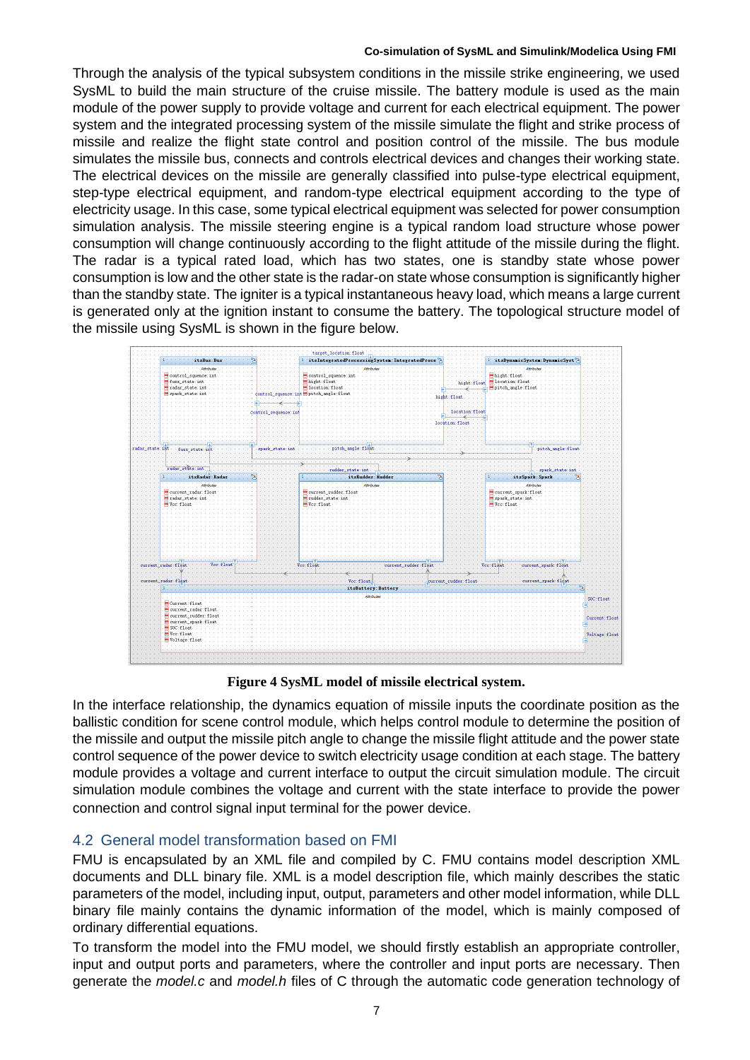Through the analysis of the typical subsystem conditions in the missile strike engineering, we used SysML to build the main structure of the cruise missile. The battery module is used as the main module of the power supply to provide voltage and current for each electrical equipment. The power system and the integrated processing system of the missile simulate the flight and strike process of missile and realize the flight state control and position control of the missile. The bus module simulates the missile bus, connects and controls electrical devices and changes their working state. The electrical devices on the missile are generally classified into pulse-type electrical equipment, step-type electrical equipment, and random-type electrical equipment according to the type of electricity usage. In this case, some typical electrical equipment was selected for power consumption simulation analysis. The missile steering engine is a typical random load structure whose power consumption will change continuously according to the flight attitude of the missile during the flight. The radar is a typical rated load, which has two states, one is standby state whose power consumption is low and the other state is the radar-on state whose consumption is significantly higher than the standby state. The igniter is a typical instantaneous heavy load, which means a large current is generated only at the ignition instant to consume the battery. The topological structure model of the missile using SysML is shown in the figure below.

**Figure 4 SysML model of missile electrical system.**

In the interface relationship, the dynamics equation of missile inputs the coordinate position as the ballistic condition for scene control module, which helps control module to determine the position of the missile and output the missile pitch angle to change the missile flight attitude and the power state control sequence of the power device to switch electricity usage condition at each stage. The battery module provides a voltage and current interface to output the circuit simulation module. The circuit simulation module combines the voltage and current with the state interface to provide the power connection and control signal input terminal for the power device.

## 4.2 General model transformation based on FMI

FMU is encapsulated by an XML file and compiled by C. FMU contains model description XML documents and DLL binary file. XML is a model description file, which mainly describes the static parameters of the model, including input, output, parameters and other model information, while DLL binary file mainly contains the dynamic information of the model, which is mainly composed of ordinary differential equations.

To transform the model into the FMU model, we should firstly establish an appropriate controller, input and output ports and parameters, where the controller and input ports are necessary. Then generate the *model.c* and *model.h* files of C through the automatic code generation technology of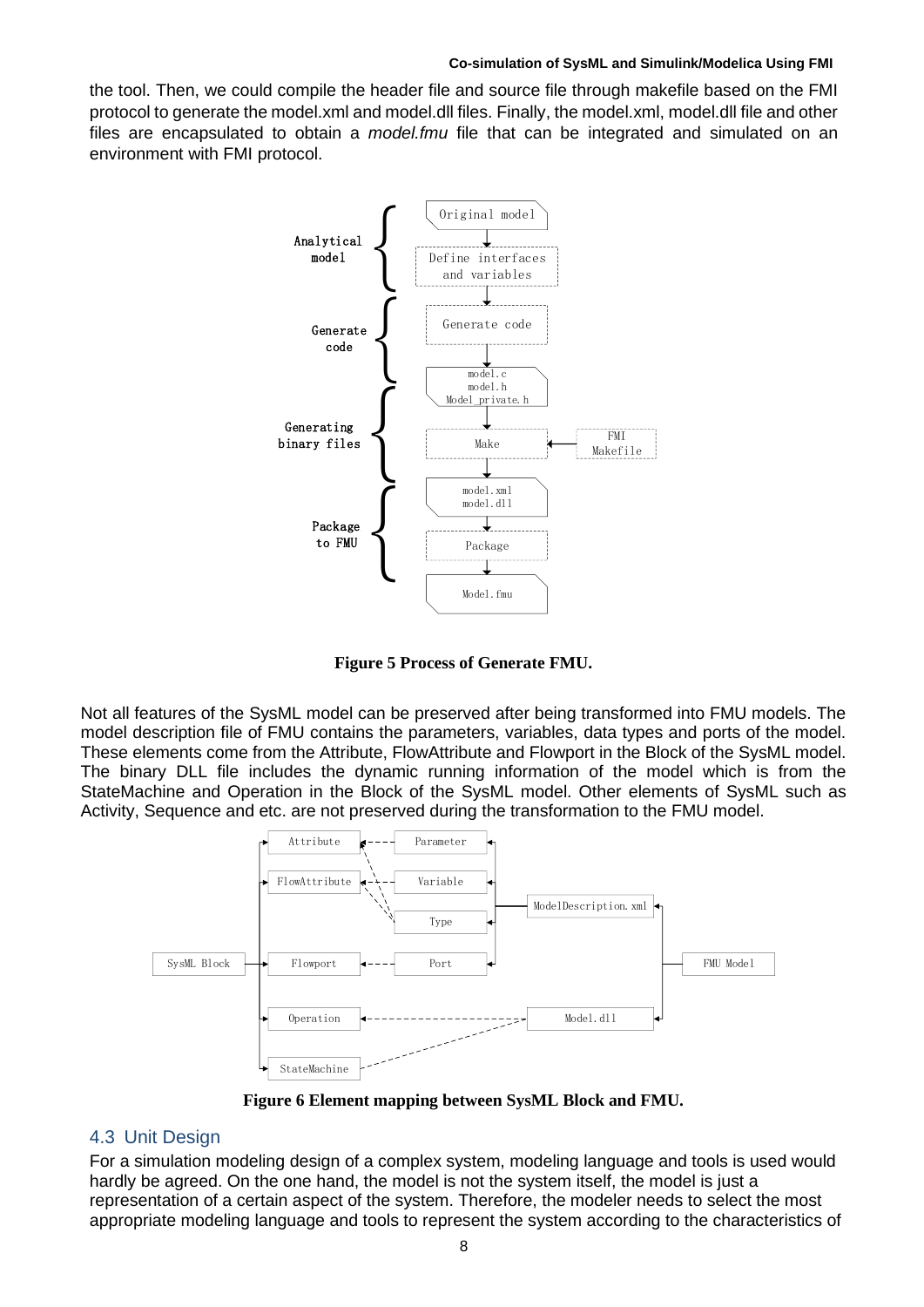the tool. Then, we could compile the header file and source file through makefile based on the FMI protocol to generate the model.xml and model.dll files. Finally, the model.xml, model.dll file and other files are encapsulated to obtain a *model.fmu* file that can be integrated and simulated on an environment with FMI protocol.

**Figure 5 Process of Generate FMU.**

Not all features of the SysML model can be preserved after being transformed into FMU models. The model description file of FMU contains the parameters, variables, data types and ports of the model. These elements come from the Attribute, FlowAttribute and Flowport in the Block of the SysML model. The binary DLL file includes the dynamic running information of the model which is from the StateMachine and Operation in the Block of the SysML model. Other elements of SysML such as Activity, Sequence and etc. are not preserved during the transformation to the FMU model.

**Figure 6 Element mapping between SysML Block and FMU.**

## 4.3 Unit Design

For a simulation modeling design of a complex system, modeling language and tools is used would hardly be agreed. On the one hand, the model is not the system itself, the model is just a representation of a certain aspect of the system. Therefore, the modeler needs to select the most appropriate modeling language and tools to represent the system according to the characteristics of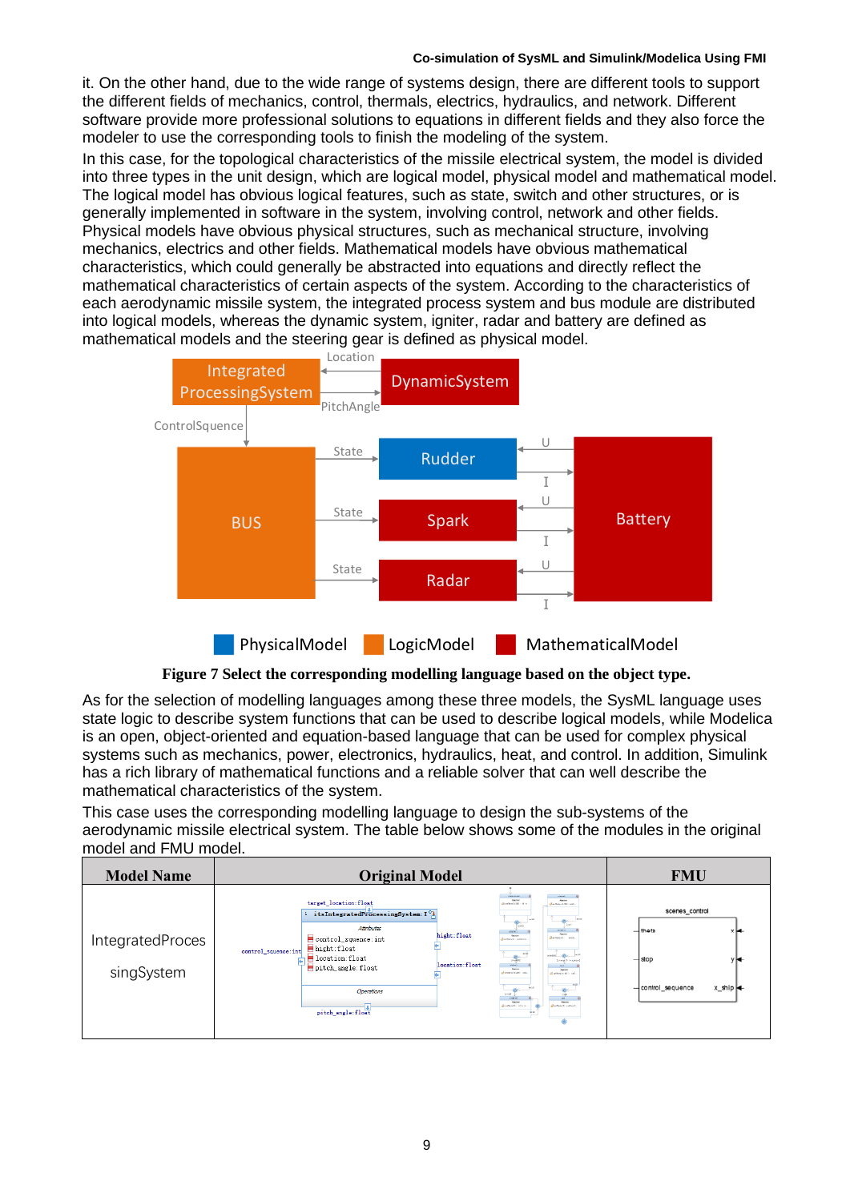it. On the other hand, due to the wide range of systems design, there are different tools to support the different fields of mechanics, control, thermals, electrics, hydraulics, and network. Different software provide more professional solutions to equations in different fields and they also force the modeler to use the corresponding tools to finish the modeling of the system.

In this case, for the topological characteristics of the missile electrical system, the model is divided into three types in the unit design, which are logical model, physical model and mathematical model. The logical model has obvious logical features, such as state, switch and other structures, or is generally implemented in software in the system, involving control, network and other fields. Physical models have obvious physical structures, such as mechanical structure, involving mechanics, electrics and other fields. Mathematical models have obvious mathematical characteristics, which could generally be abstracted into equations and directly reflect the mathematical characteristics of certain aspects of the system. According to the characteristics of each aerodynamic missile system, the integrated process system and bus module are distributed into logical models, whereas the dynamic system, igniter, radar and battery are defined as mathematical models and the steering gear is defined as physical model.

**Figure 7 Select the corresponding modelling language based on the object type.**

As for the selection of modelling languages among these three models, the SysML language uses state logic to describe system functions that can be used to describe logical models, while Modelica is an open, object-oriented and equation-based language that can be used for complex physical systems such as mechanics, power, electronics, hydraulics, heat, and control. In addition, Simulink has a rich library of mathematical functions and a reliable solver that can well describe the mathematical characteristics of the system.

This case uses the corresponding modelling language to design the sub-systems of the aerodynamic missile electrical system. The table below shows some of the modules in the original model and FMU model.

| Model Name | Original Model | FMU |
|---|---|---|
| IntegratedProcessingSystem | | |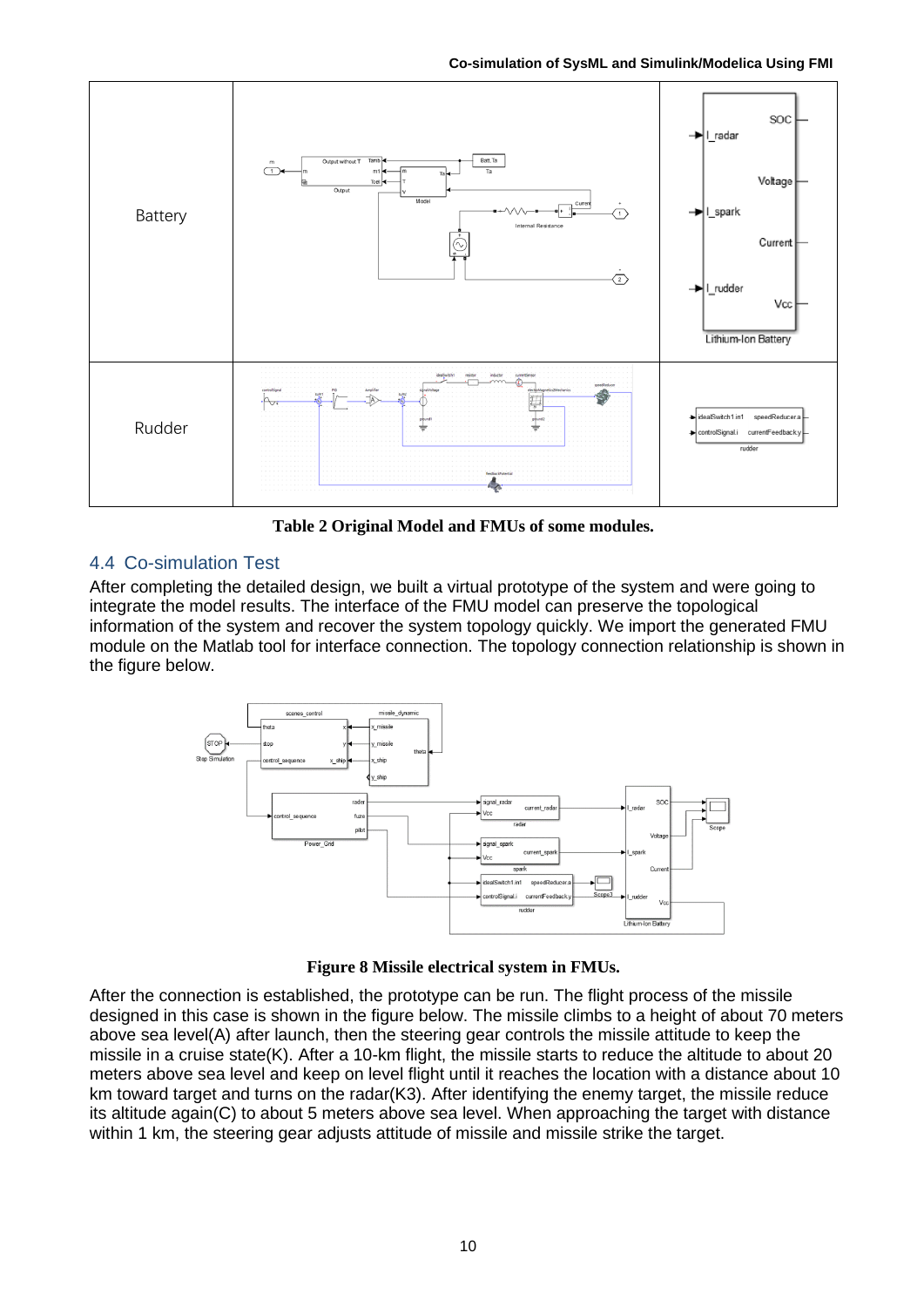| | | |
|---|---|---|
| Battery | | |
| Rudder | | |

**Table 2 Original Model and FMUs of some modules.**

## 4.4 Co-simulation Test

After completing the detailed design, we built a virtual prototype of the system and were going to integrate the model results. The interface of the FMU model can preserve the topological information of the system and recover the system topology quickly. We import the generated FMU module on the Matlab tool for interface connection. The topology connection relationship is shown in the figure below.

**Figure 8 Missile electrical system in FMUs.**

After the connection is established, the prototype can be run. The flight process of the missile designed in this case is shown in the figure below. The missile climbs to a height of about 70 meters above sea level(A) after launch, then the steering gear controls the missile attitude to keep the missile in a cruise state(K). After a 10-km flight, the missile starts to reduce the altitude to about 20 meters above sea level and keep on level flight until it reaches the location with a distance about 10 km toward target and turns on the radar(K3). After identifying the enemy target, the missile reduce its altitude again(C) to about 5 meters above sea level. When approaching the target with distance within 1 km, the steering gear adjusts attitude of missile and missile strike the target.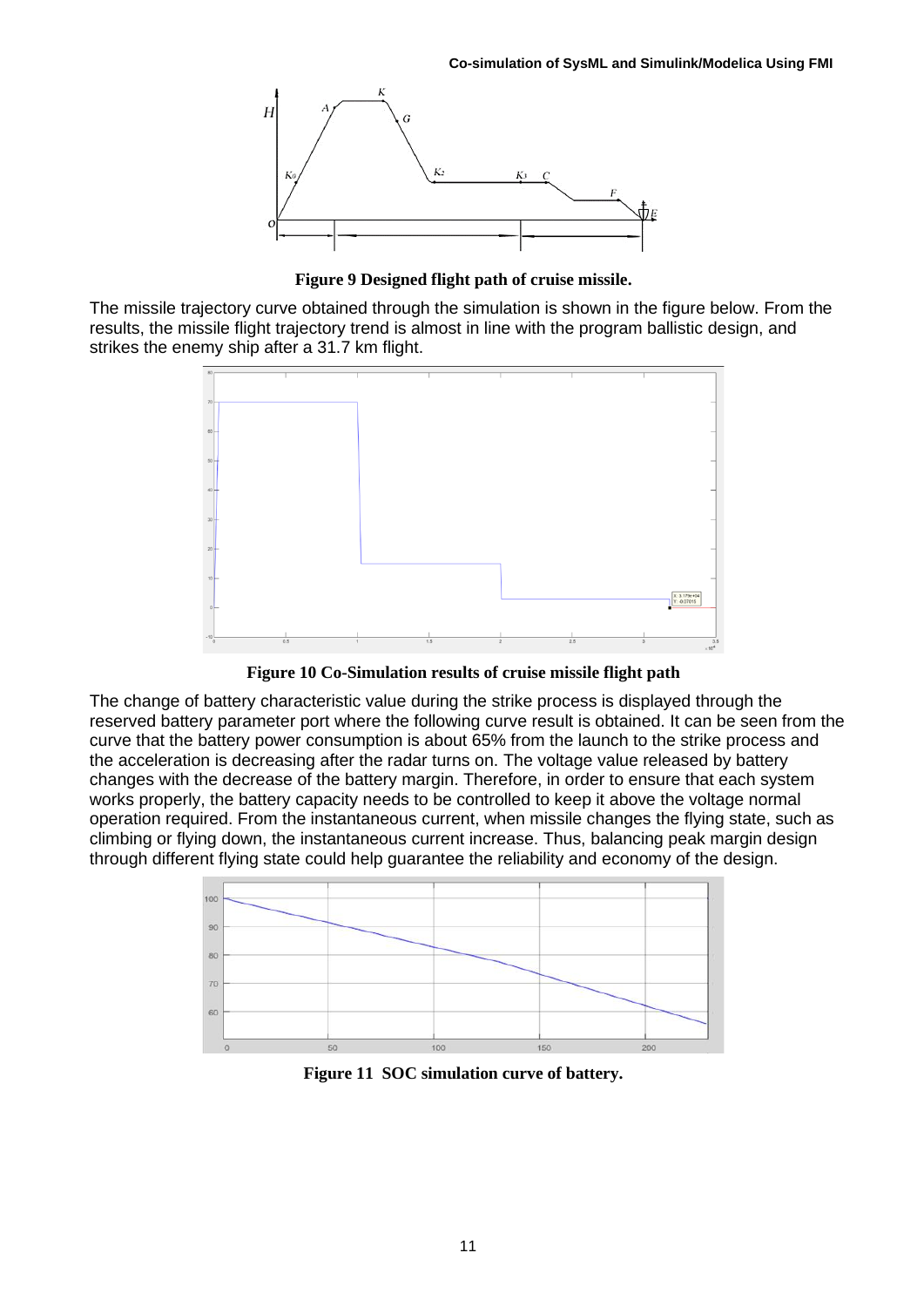Figure 9 Designed flight path of cruise missile.

The missile trajectory curve obtained through the simulation is shown in the figure below. From the results, the missile flight trajectory trend is almost in line with the program ballistic design, and strikes the enemy ship after a 31.7 km flight.

Figure 10 Co-Simulation results of cruise missile flight path

The change of battery characteristic value during the strike process is displayed through the reserved battery parameter port where the following curve result is obtained. It can be seen from the curve that the battery power consumption is about 65% from the launch to the strike process and the acceleration is decreasing after the radar turns on. The voltage value released by battery changes with the decrease of the battery margin. Therefore, in order to ensure that each system works properly, the battery capacity needs to be controlled to keep it above the voltage normal operation required. From the instantaneous current, when missile changes the flying state, such as climbing or flying down, the instantaneous current increase. Thus, balancing peak margin design through different flying state could help guarantee the reliability and economy of the design.

Figure 11 SOC simulation curve of battery.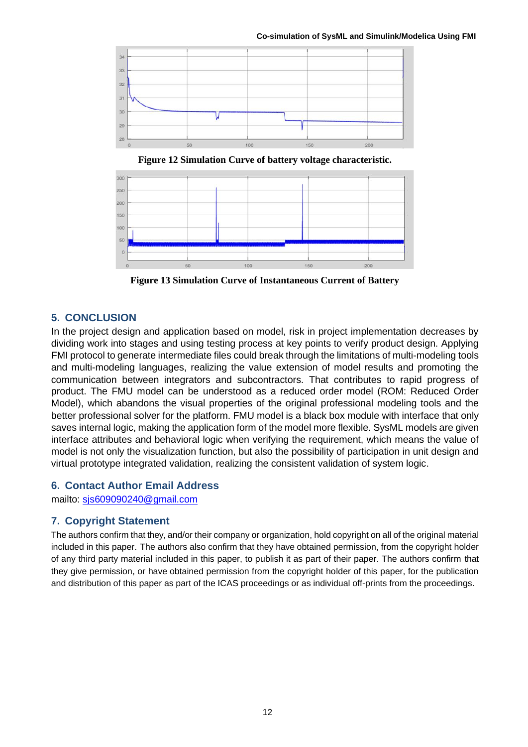Figure 12 Simulation Curve of battery voltage characteristic.

Figure 13 Simulation Curve of Instantaneous Current of Battery

## 5. CONCLUSION

In the project design and application based on model, risk in project implementation decreases by dividing work into stages and using testing process at key points to verify product design. Applying FMI protocol to generate intermediate files could break through the limitations of multi-modeling tools and multi-modeling languages, realizing the value extension of model results and promoting the communication between integrators and subcontractors. That contributes to rapid progress of product. The FMU model can be understood as a reduced order model (ROM: Reduced Order Model), which abandons the visual properties of the original professional modeling tools and the better professional solver for the platform. FMU model is a black box module with interface that only saves internal logic, making the application form of the model more flexible. SysML models are given interface attributes and behavioral logic when verifying the requirement, which means the value of model is not only the visualization function, but also the possibility of participation in unit design and virtual prototype integrated validation, realizing the consistent validation of system logic.

## 6. Contact Author Email Address

mailto: sjs609090240@gmail.com

## 7. Copyright Statement

The authors confirm that they, and/or their company or organization, hold copyright on all of the original material included in this paper. The authors also confirm that they have obtained permission, from the copyright holder of any third party material included in this paper, to publish it as part of their paper. The authors confirm that they give permission, or have obtained permission from the copyright holder of this paper, for the publication and distribution of this paper as part of the ICAS proceedings or as individual off-prints from the proceedings.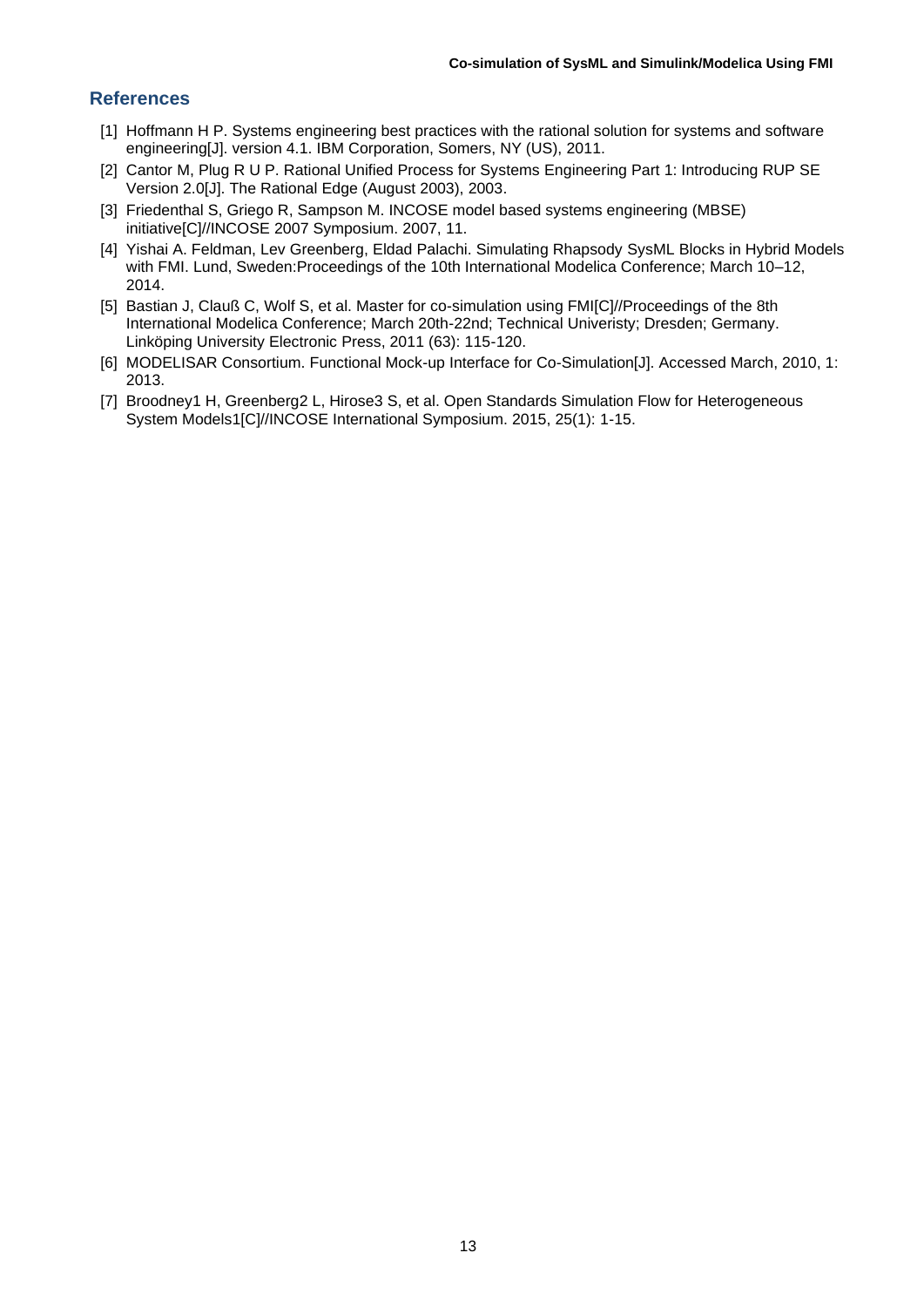## References

[1] Hoffmann H P. Systems engineering best practices with the rational solution for systems and software engineering[J]. version 4.1. IBM Corporation, Somers, NY (US), 2011.

[2] Cantor M, Plug R U P. Rational Unified Process for Systems Engineering Part 1: Introducing RUP SE Version 2.0[J]. The Rational Edge (August 2003), 2003.

[3] Friedenthal S, Griego R, Sampson M. INCOSE model based systems engineering (MBSE) initiative[C]//INCOSE 2007 Symposium. 2007, 11.

[4] Yishai A. Feldman, Lev Greenberg, Eldad Palachi. Simulating Rhapsody SysML Blocks in Hybrid Models with FMI. Lund, Sweden:Proceedings of the 10th International Modelica Conference; March 10–12, 2014.

[5] Bastian J, Clauß C, Wolf S, et al. Master for co-simulation using FMI[C]//Proceedings of the 8th International Modelica Conference; March 20th-22nd; Technical Univeristy; Dresden; Germany. Linköping University Electronic Press, 2011 (63): 115-120.

[6] MODELISAR Consortium. Functional Mock-up Interface for Co-Simulation[J]. Accessed March, 2010, 1: 2013.

[7] Broodney1 H, Greenberg2 L, Hirose3 S, et al. Open Standards Simulation Flow for Heterogeneous System Models1[C]//INCOSE International Symposium. 2015, 25(1): 1-15.